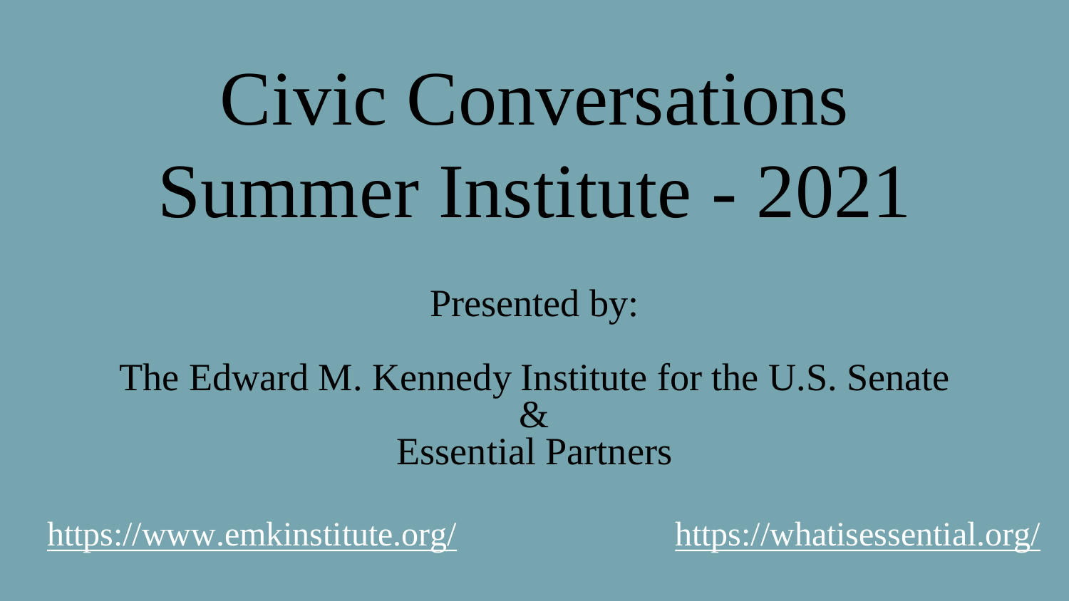# Civic Conversations Summer Institute - 2021

Presented by:

The Edward M. Kennedy Institute for the U.S. Senate
&
Essential Partners

https://www.emkinstitute.org/

https://whatisessential.org/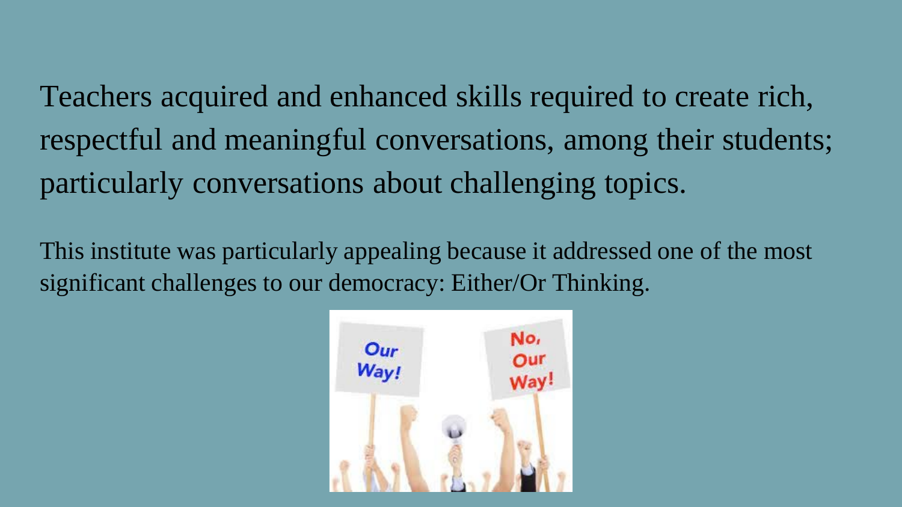Teachers acquired and enhanced skills required to create rich, respectful and meaningful conversations, among their students; particularly conversations about challenging topics.

This institute was particularly appealing because it addressed one of the most significant challenges to our democracy: Either/Or Thinking.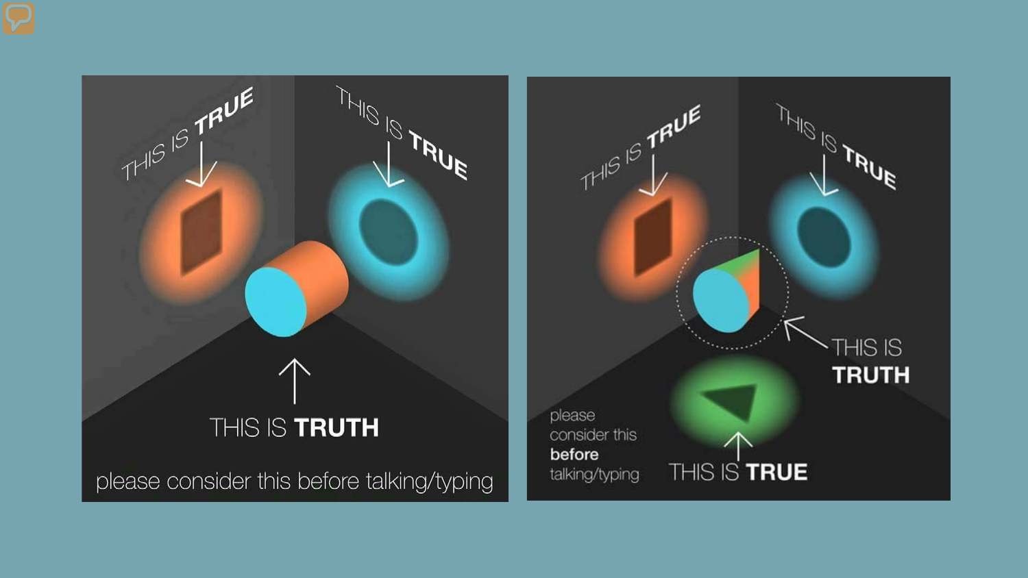THIS IS **TRUE**

THIS IS **TRUE**

THIS IS **TRUTH**

please consider this before talking/typing

THIS IS **TRUE**

THIS IS **TRUE**

THIS IS **TRUTH**

THIS IS **TRUE**

please consider this **before** talking/typing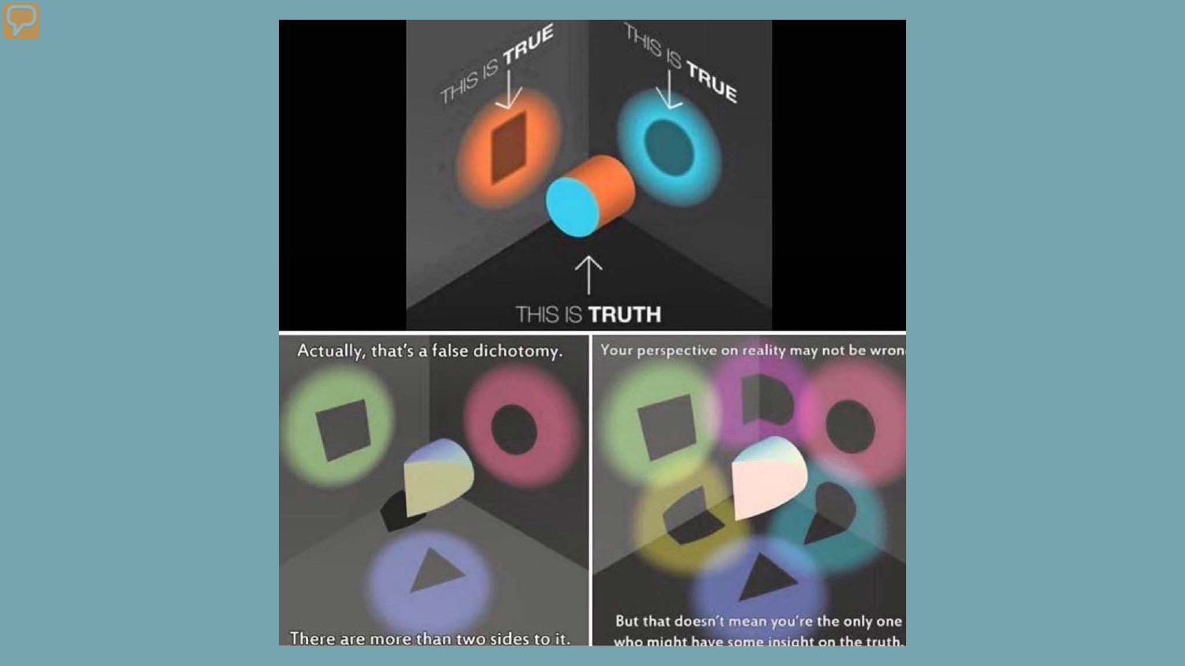THIS IS TRUE

THIS IS TRUE

THIS IS **TRUTH**

Actually, that's a false dichotomy.

There are more than two sides to it.

Your perspective on reality may not be wron

But that doesn't mean you're the only one who might have some insight on the truth.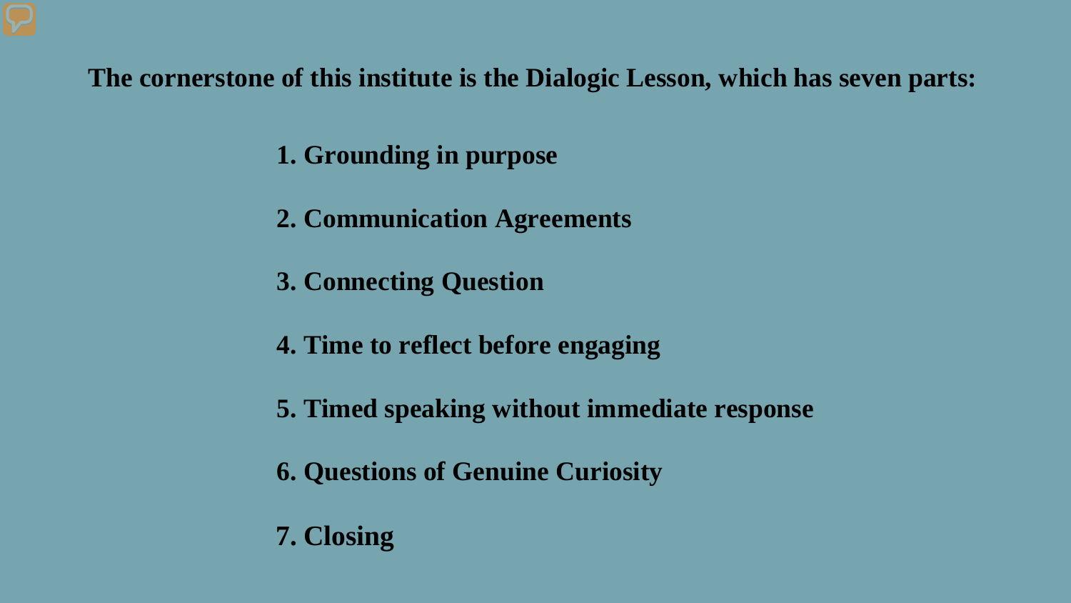**The cornerstone of this institute is the Dialogic Lesson, which has seven parts:**

1. **Grounding in purpose**
2. **Communication Agreements**
3. **Connecting Question**
4. **Time to reflect before engaging**
5. **Timed speaking without immediate response**
6. **Questions of Genuine Curiosity**
7. **Closing**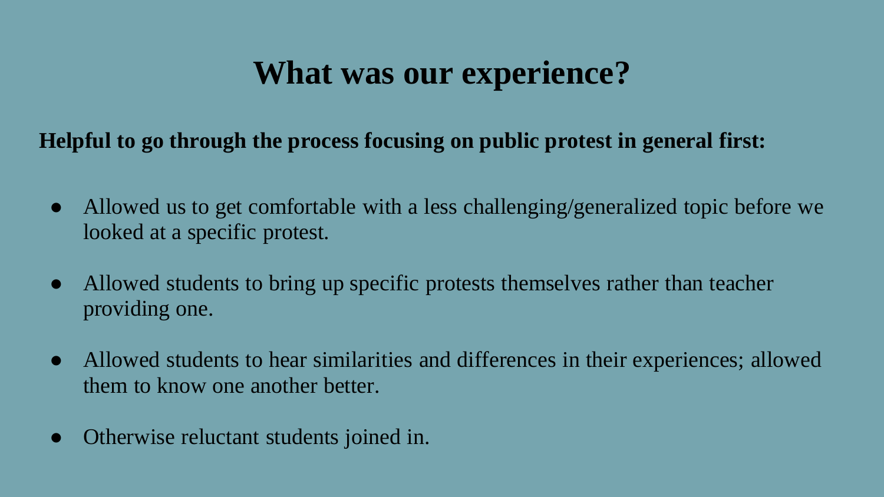# What was our experience?

**Helpful to go through the process focusing on public protest in general first:**

- Allowed us to get comfortable with a less challenging/generalized topic before we looked at a specific protest.
- Allowed students to bring up specific protests themselves rather than teacher providing one.
- Allowed students to hear similarities and differences in their experiences; allowed them to know one another better.
- Otherwise reluctant students joined in.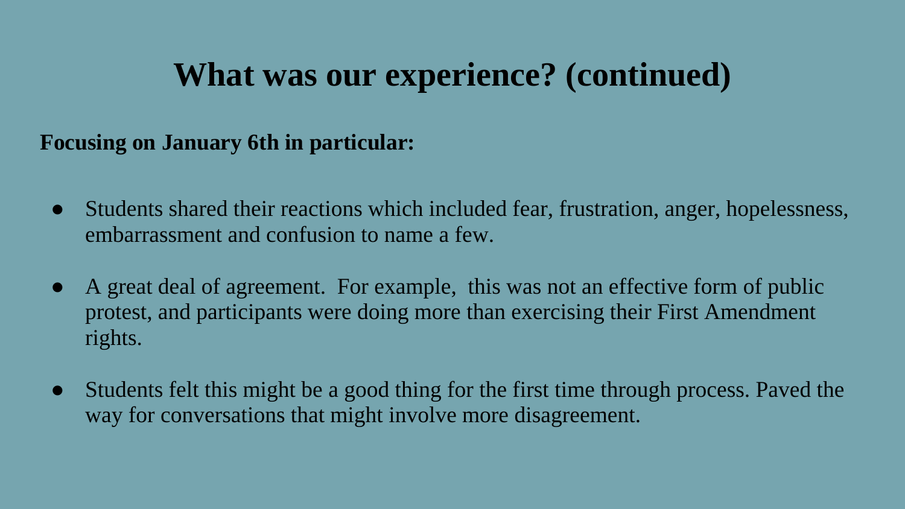# What was our experience? (continued)

**Focusing on January 6th in particular:**

- Students shared their reactions which included fear, frustration, anger, hopelessness, embarrassment and confusion to name a few.
- A great deal of agreement. For example, this was not an effective form of public protest, and participants were doing more than exercising their First Amendment rights.
- Students felt this might be a good thing for the first time through process. Paved the way for conversations that might involve more disagreement.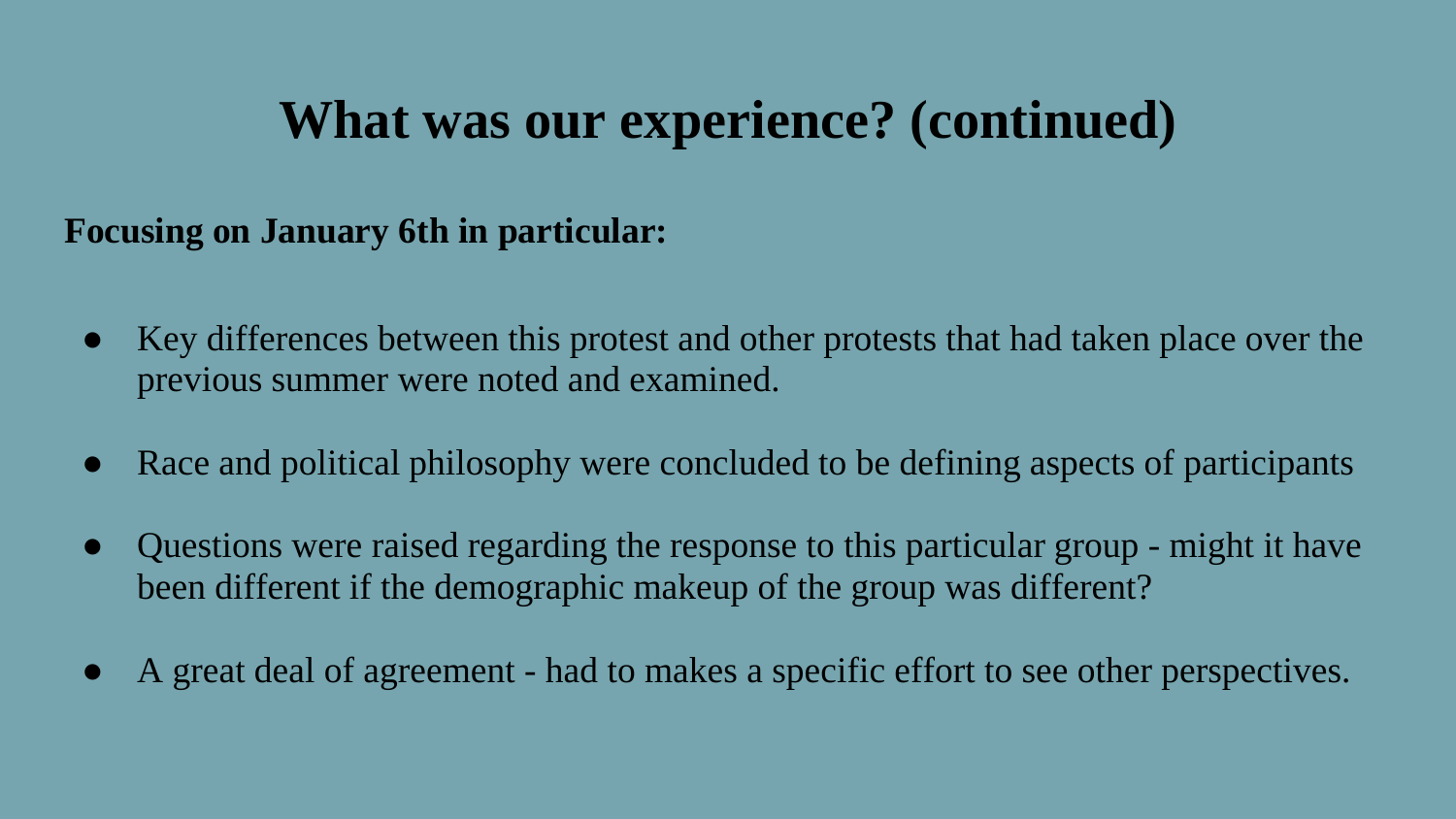# What was our experience? (continued)

**Focusing on January 6th in particular:**

- Key differences between this protest and other protests that had taken place over the previous summer were noted and examined.
- Race and political philosophy were concluded to be defining aspects of participants
- Questions were raised regarding the response to this particular group - might it have been different if the demographic makeup of the group was different?
- A great deal of agreement - had to makes a specific effort to see other perspectives.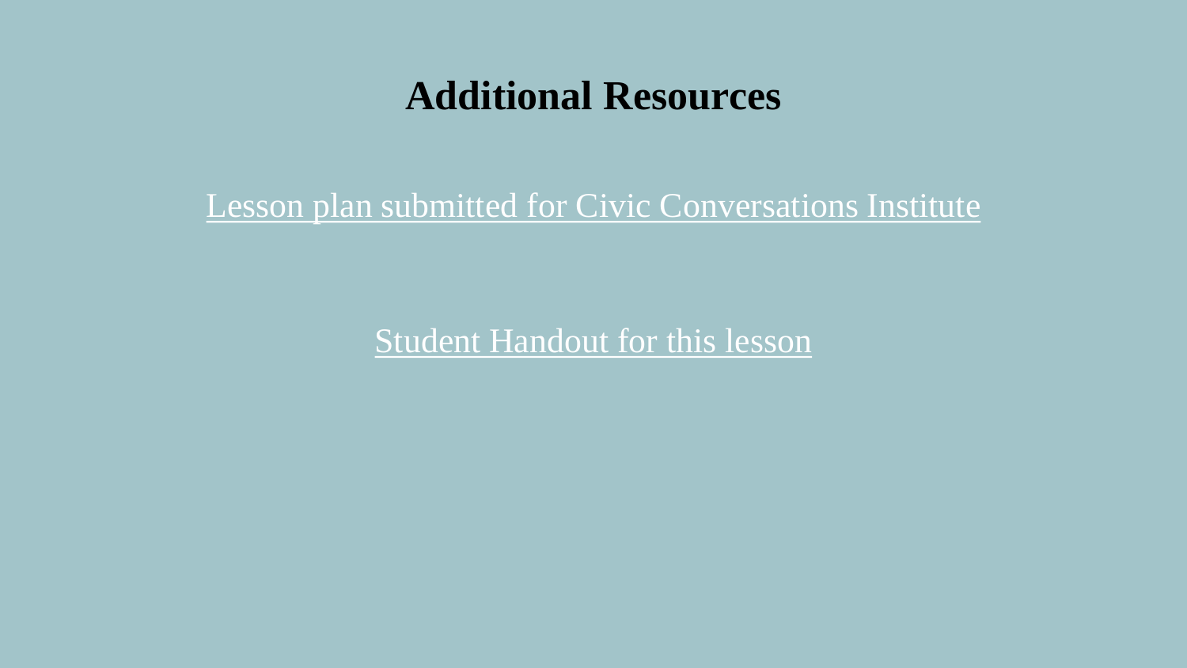# Additional Resources

Lesson plan submitted for Civic Conversations Institute

Student Handout for this lesson